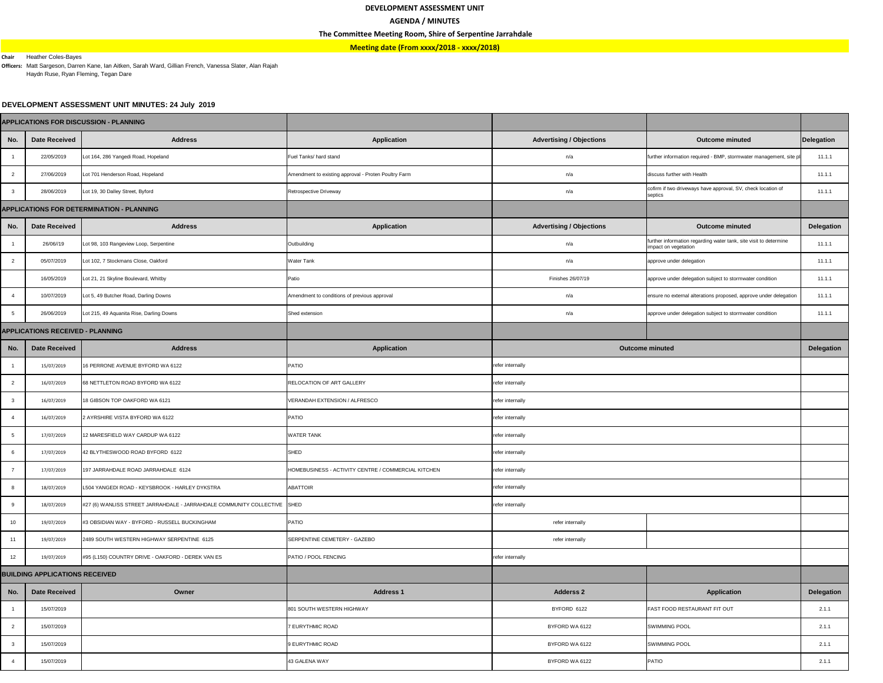**DEVELOPMENT ASSESSMENT UNIT**

**AGENDA / MINUTES**

**The Committee Meeting Room, Shire of Serpentine Jarrahdale**

**Meeting date (From xxxx/2018 - xxxx/2018)**

**Chair** Heather Coles-Bayes

**Officers:** Matt Sargeson, Darren Kane, Ian Aitken, Sarah Ward, Gillian French, Vanessa Slater, Alan Rajah
Haydn Ruse, Ryan Fleming, Tegan Dare

## DEVELOPMENT ASSESSMENT UNIT MINUTES: 24 July 2019

**APPLICATIONS FOR DISCUSSION - PLANNING**

| No. | Date Received | Address | Application | Advertising / Objections | Outcome minuted | Delegation |
|---|---|---|---|---|---|---|
| 1 | 22/05/2019 | Lot 164, 286 Yangedi Road, Hopeland | Fuel Tanks/ hard stand | n/a | further information required - BMP, stormwater management, site pl | 11.1.1 |
| 2 | 27/06/2019 | Lot 701 Henderson Road, Hopeland | Amendment to existing approval - Proten Poultry Farm | n/a | discuss further with Health | 11.1.1 |
| 3 | 28/06/2019 | Lot 19, 30 Dalley Street, Byford | Retrospective Driveway | n/a | cofirm if two driveways have approval, SV, check location of septics | 11.1.1 |

**APPLICATIONS FOR DETERMINATION - PLANNING**

| No. | Date Received | Address | Application | Advertising / Objections | Outcome minuted | Delegation |
|---|---|---|---|---|---|---|
| 1 | 26/06//19 | Lot 98, 103 Rangeview Loop, Serpentine | Outbuilding | n/a | further information regarding water tank, site visit to determine impact on vegetation | 11.1.1 |
| 2 | 05/07/2019 | Lot 102, 7 Stockmans Close, Oakford | Water Tank | n/a | approve under delegation | 11.1.1 |
| | 16/05/2019 | Lot 21, 21 Skyline Boulevard, Whitby | Patio | Finishes 26/07/19 | approve under delegation subject to stormwater condition | 11.1.1 |
| 4 | 10/07/2019 | Lot 5, 49 Butcher Road, Darling Downs | Amendment to conditions of previous approval | n/a | ensure no external alterations proposed, approve under delegation | 11.1.1 |
| 5 | 26/06/2019 | Lot 215, 49 Aquanita Rise, Darling Downs | Shed extension | n/a | approve under delegation subject to stormwater condition | 11.1.1 |

**APPLICATIONS RECEIVED - PLANNING**

| No. | Date Received | Address | Application | Outcome minuted | Delegation |
|---|---|---|---|---|---|
| 1 | 15/07/2019 | 16 PERRONE AVENUE BYFORD WA 6122 | PATIO | refer internally | |
| 2 | 16/07/2019 | 68 NETTLETON ROAD BYFORD WA 6122 | RELOCATION OF ART GALLERY | refer internally | |
| 3 | 16/07/2019 | 18 GIBSON TOP OAKFORD WA 6121 | VERANDAH EXTENSION / ALFRESCO | refer internally | |
| 4 | 16/07/2019 | 2 AYRSHIRE VISTA BYFORD WA 6122 | PATIO | refer internally | |
| 5 | 17/07/2019 | 12 MARESFIELD WAY CARDUP WA 6122 | WATER TANK | refer internally | |
| 6 | 17/07/2019 | 42 BLYTHESWOOD ROAD BYFORD 6122 | SHED | refer internally | |
| 7 | 17/07/2019 | 197 JARRAHDALE ROAD JARRAHDALE 6124 | HOMEBUSINESS - ACTIVITY CENTRE / COMMERCIAL KITCHEN | refer internally | |
| 8 | 18/07/2019 | L504 YANGEDI ROAD - KEYSBROOK - HARLEY DYKSTRA | ABATTOIR | refer internally | |
| 9 | 18/07/2019 | #27 (6) WANLISS STREET JARRAHDALE - JARRAHDALE COMMUNITY COLLECTIVE | SHED | refer internally | |
| 10 | 19/07/2019 | #3 OBSIDIAN WAY - BYFORD - RUSSELL BUCKINGHAM | PATIO | refer internally | |
| 11 | 19/07/2019 | 2489 SOUTH WESTERN HIGHWAY SERPENTINE 6125 | SERPENTINE CEMETERY - GAZEBO | refer internally | |
| 12 | 19/07/2019 | #95 (L150) COUNTRY DRIVE - OAKFORD - DEREK VAN ES | PATIO / POOL FENCING | refer internally | |

**BUILDING APPLICATIONS RECEIVED**

| No. | Date Received | Owner | Address 1 | Adderss 2 | Application | Delegation |
|---|---|---|---|---|---|---|
| 1 | 15/07/2019 | | 801 SOUTH WESTERN HIGHWAY | BYFORD 6122 | FAST FOOD RESTAURANT FIT OUT | 2.1.1 |
| 2 | 15/07/2019 | | 7 EURYTHMIC ROAD | BYFORD WA 6122 | SWIMMING POOL | 2.1.1 |
| 3 | 15/07/2019 | | 9 EURYTHMIC ROAD | BYFORD WA 6122 | SWIMMING POOL | 2.1.1 |
| 4 | 15/07/2019 | | 43 GALENA WAY | BYFORD WA 6122 | PATIO | 2.1.1 |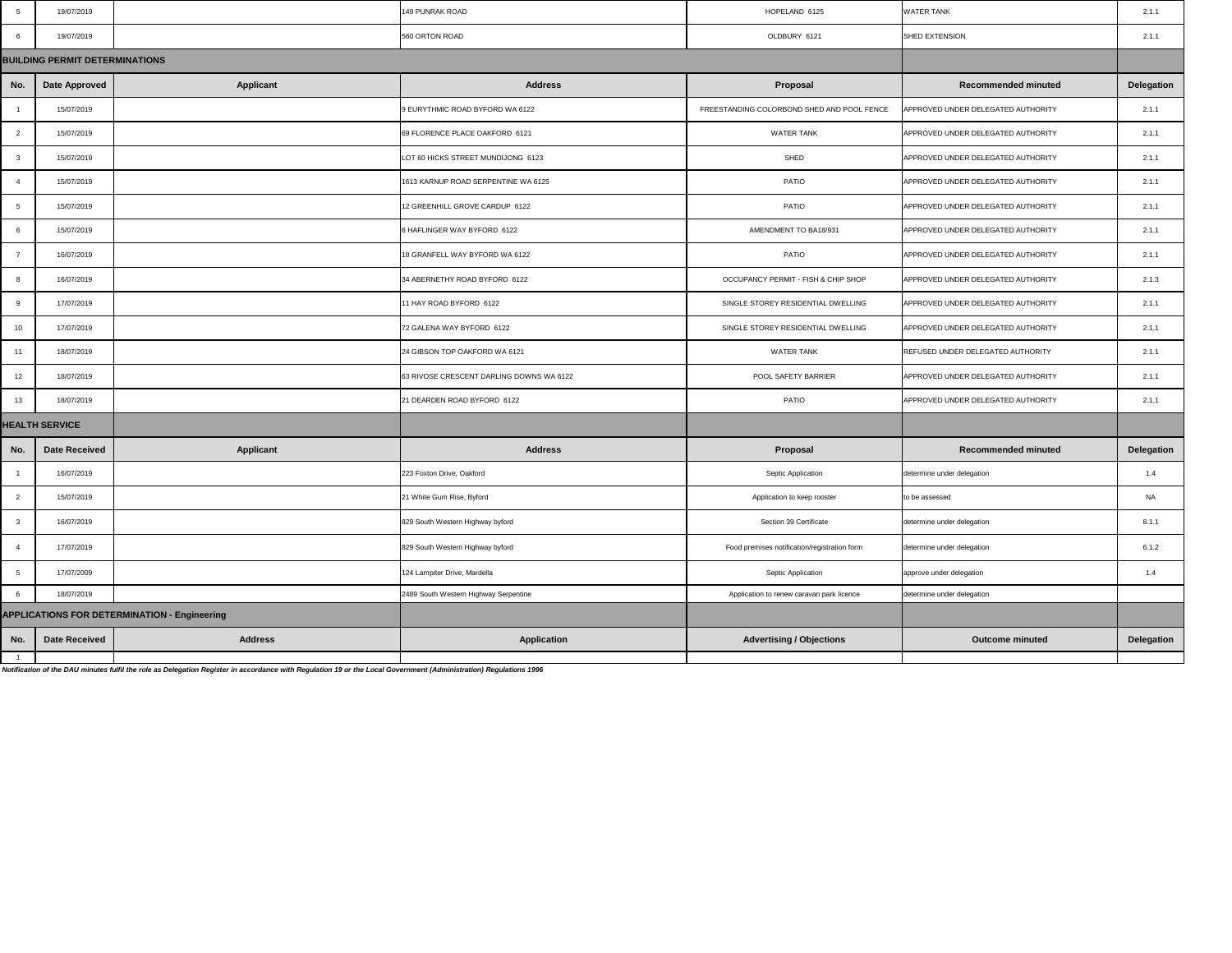| | | | | | | |
|---|---|---|---|---|---|---|
| 5 | 19/07/2019 | | 149 PUNRAK ROAD | HOPELAND 6125 | WATER TANK | 2.1.1 |
| 6 | 19/07/2019 | | 560 ORTON ROAD | OLDBURY 6121 | SHED EXTENSION | 2.1.1 |

**BUILDING PERMIT DETERMINATIONS**

| No. | Date Approved | Applicant | Address | Proposal | Recommended minuted | Delegation |
|---|---|---|---|---|---|---|
| 1 | 15/07/2019 | | 9 EURYTHMIC ROAD BYFORD WA 6122 | FREESTANDING COLORBOND SHED AND POOL FENCE | APPROVED UNDER DELEGATED AUTHORITY | 2.1.1 |
| 2 | 15/07/2019 | | 69 FLORENCE PLACE OAKFORD 6121 | WATER TANK | APPROVED UNDER DELEGATED AUTHORITY | 2.1.1 |
| 3 | 15/07/2019 | | LOT 60 HICKS STREET MUNDIJONG 6123 | SHED | APPROVED UNDER DELEGATED AUTHORITY | 2.1.1 |
| 4 | 15/07/2019 | | 1613 KARNUP ROAD SERPENTINE WA 6125 | PATIO | APPROVED UNDER DELEGATED AUTHORITY | 2.1.1 |
| 5 | 15/07/2019 | | 12 GREENHILL GROVE CARDUP 6122 | PATIO | APPROVED UNDER DELEGATED AUTHORITY | 2.1.1 |
| 6 | 15/07/2019 | | 6 HAFLINGER WAY BYFORD 6122 | AMENDMENT TO BA18/931 | APPROVED UNDER DELEGATED AUTHORITY | 2.1.1 |
| 7 | 16/07/2019 | | 18 GRANFELL WAY BYFORD WA 6122 | PATIO | APPROVED UNDER DELEGATED AUTHORITY | 2.1.1 |
| 8 | 16/07/2019 | | 34 ABERNETHY ROAD BYFORD 6122 | OCCUPANCY PERMIT - FISH & CHIP SHOP | APPROVED UNDER DELEGATED AUTHORITY | 2.1.3 |
| 9 | 17/07/2019 | | 11 HAY ROAD BYFORD 6122 | SINGLE STOREY RESIDENTIAL DWELLING | APPROVED UNDER DELEGATED AUTHORITY | 2.1.1 |
| 10 | 17/07/2019 | | 72 GALENA WAY BYFORD 6122 | SINGLE STOREY RESIDENTIAL DWELLING | APPROVED UNDER DELEGATED AUTHORITY | 2.1.1 |
| 11 | 18/07/2019 | | 24 GIBSON TOP OAKFORD WA 6121 | WATER TANK | REFUSED UNDER DELEGATED AUTHORITY | 2.1.1 |
| 12 | 18/07/2019 | | 63 RIVOSE CRESCENT DARLING DOWNS WA 6122 | POOL SAFETY BARRIER | APPROVED UNDER DELEGATED AUTHORITY | 2.1.1 |
| 13 | 18/07/2019 | | 21 DEARDEN ROAD BYFORD 6122 | PATIO | APPROVED UNDER DELEGATED AUTHORITY | 2.1.1 |

**HEALTH SERVICE**

| No. | Date Received | Applicant | Address | Proposal | Recommended minuted | Delegation |
|---|---|---|---|---|---|---|
| 1 | 16/07/2019 | | 223 Foxton Drive, Oakford | Septic Application | determine under delegation | 1.4 |
| 2 | 15/07/2019 | | 21 White Gum Rise, Byford | Application to keep rooster | to be assessed | NA |
| 3 | 16/07/2019 | | 829 South Western Highway byford | Section 39 Certificate | determine under delegation | 8.1.1 |
| 4 | 17/07/2019 | | 829 South Western Highway byford | Food premises notification/registration form | determine under delegation | 6.1.2 |
| 5 | 17/07/2009 | | 124 Lampiter Drive, Mardella | Septic Application | approve under delegation | 1.4 |
| 6 | 18/07/2019 | | 2489 South Western Highway Serpentine | Application to renew caravan park licence | determine under delegation | |

**APPLICATIONS FOR DETERMINATION - Engineering**

| No. | Date Received | Address | Application | Advertising / Objections | Outcome minuted | Delegation |
|---|---|---|---|---|---|---|
| 1 | | | | | | |

***Notification of the DAU minutes fulfil the role as Delegation Register in accordance with Regulation 19 or the Local Government (Administration) Regulations 1996***